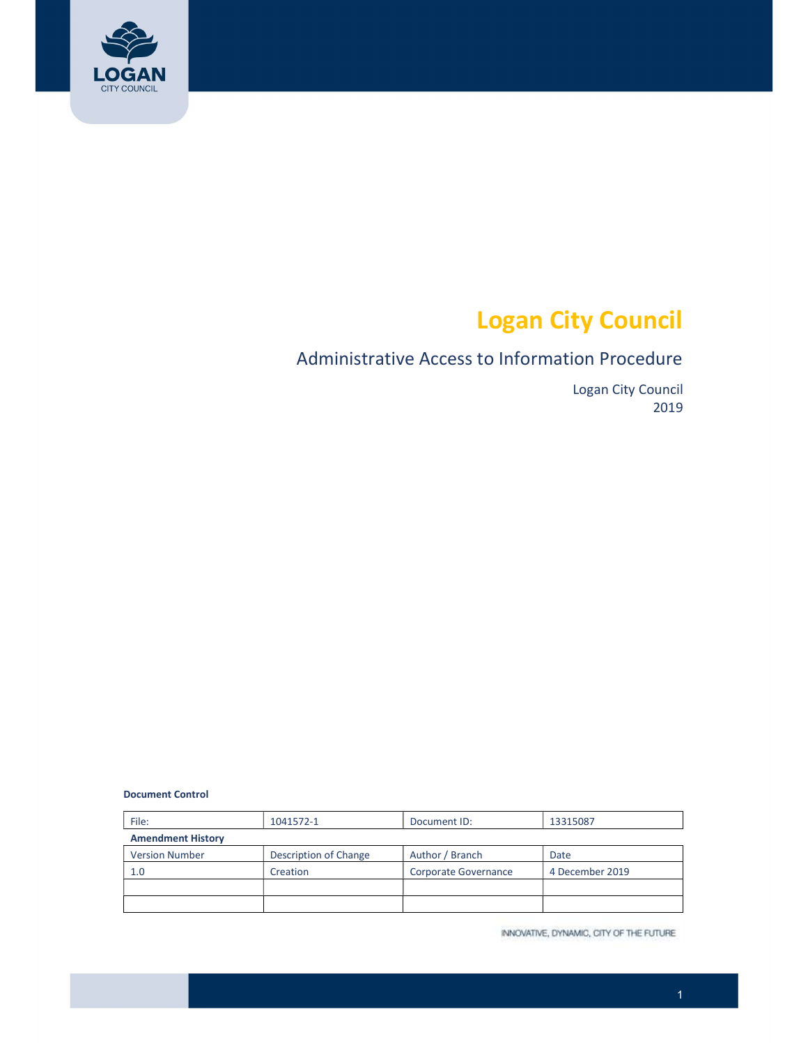# Logan City Council

## Administrative Access to Information Procedure

Logan City Council
2019

**Document Control**

| File: | 1041572-1 | Document ID: | 13315087 |
|---|---|---|---|
| **Amendment History** | | | |
| Version Number | Description of Change | Author / Branch | Date |
| 1.0 | Creation | Corporate Governance | 4 December 2019 |
| | | | |
| | | | |

INNOVATIVE, DYNAMIC, CITY OF THE FUTURE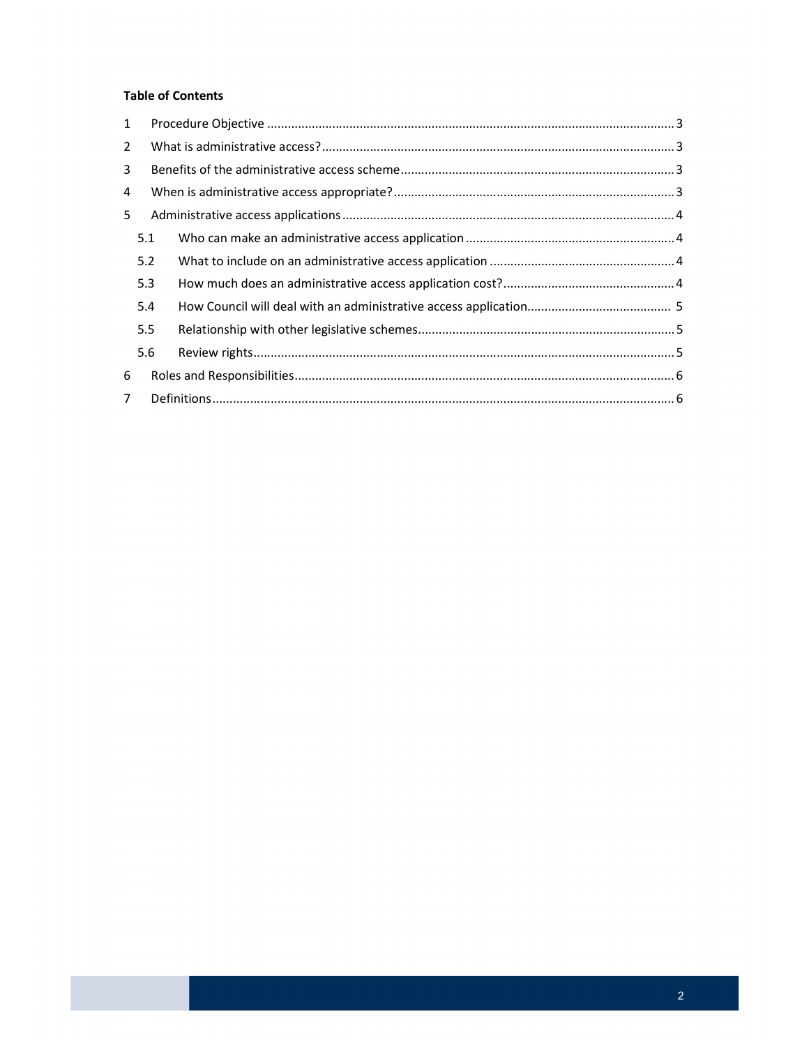**Table of Contents**

1 Procedure Objective ..... 3

2 What is administrative access? ..... 3

3 Benefits of the administrative access scheme ..... 3

4 When is administrative access appropriate? ..... 3

5 Administrative access applications ..... 4

 5.1 Who can make an administrative access application ..... 4

 5.2 What to include on an administrative access application ..... 4

 5.3 How much does an administrative access application cost? ..... 4

 5.4 How Council will deal with an administrative access application ..... 5

 5.5 Relationship with other legislative schemes ..... 5

 5.6 Review rights ..... 5

6 Roles and Responsibilities ..... 6

7 Definitions ..... 6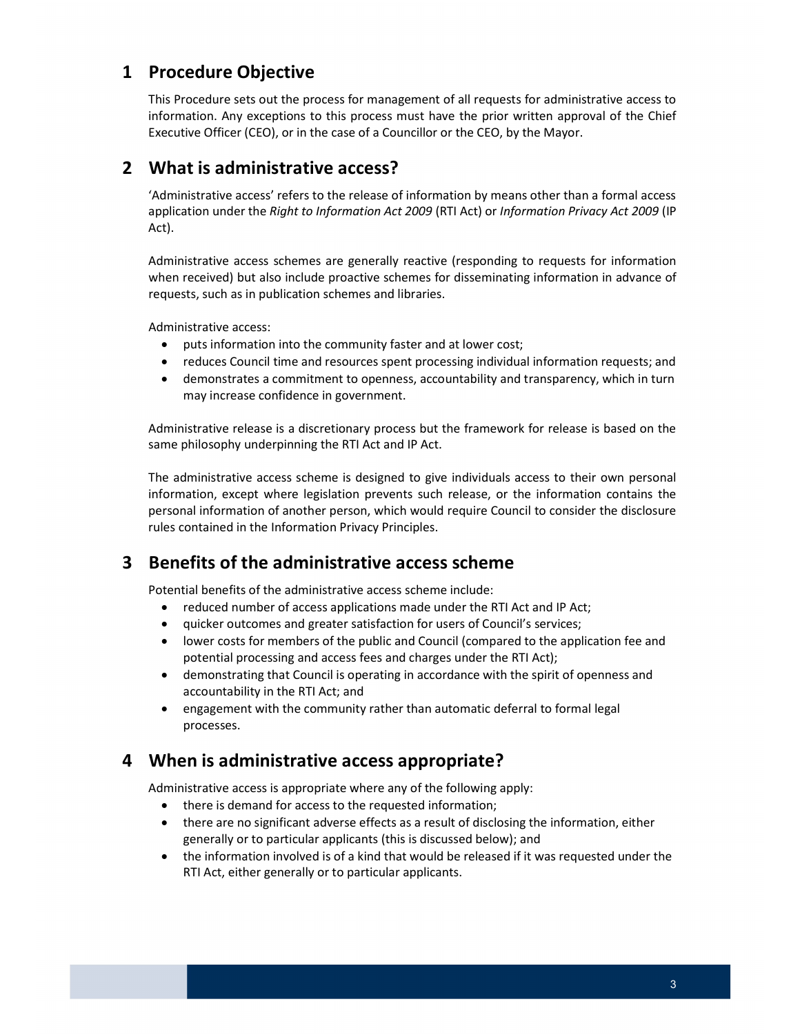## 1 Procedure Objective

This Procedure sets out the process for management of all requests for administrative access to information. Any exceptions to this process must have the prior written approval of the Chief Executive Officer (CEO), or in the case of a Councillor or the CEO, by the Mayor.

## 2 What is administrative access?

'Administrative access' refers to the release of information by means other than a formal access application under the *Right to Information Act 2009* (RTI Act) or *Information Privacy Act 2009* (IP Act).

Administrative access schemes are generally reactive (responding to requests for information when received) but also include proactive schemes for disseminating information in advance of requests, such as in publication schemes and libraries.

Administrative access:

- puts information into the community faster and at lower cost;
- reduces Council time and resources spent processing individual information requests; and
- demonstrates a commitment to openness, accountability and transparency, which in turn may increase confidence in government.

Administrative release is a discretionary process but the framework for release is based on the same philosophy underpinning the RTI Act and IP Act.

The administrative access scheme is designed to give individuals access to their own personal information, except where legislation prevents such release, or the information contains the personal information of another person, which would require Council to consider the disclosure rules contained in the Information Privacy Principles.

## 3 Benefits of the administrative access scheme

Potential benefits of the administrative access scheme include:

- reduced number of access applications made under the RTI Act and IP Act;
- quicker outcomes and greater satisfaction for users of Council's services;
- lower costs for members of the public and Council (compared to the application fee and potential processing and access fees and charges under the RTI Act);
- demonstrating that Council is operating in accordance with the spirit of openness and accountability in the RTI Act; and
- engagement with the community rather than automatic deferral to formal legal processes.

## 4 When is administrative access appropriate?

Administrative access is appropriate where any of the following apply:

- there is demand for access to the requested information;
- there are no significant adverse effects as a result of disclosing the information, either generally or to particular applicants (this is discussed below); and
- the information involved is of a kind that would be released if it was requested under the RTI Act, either generally or to particular applicants.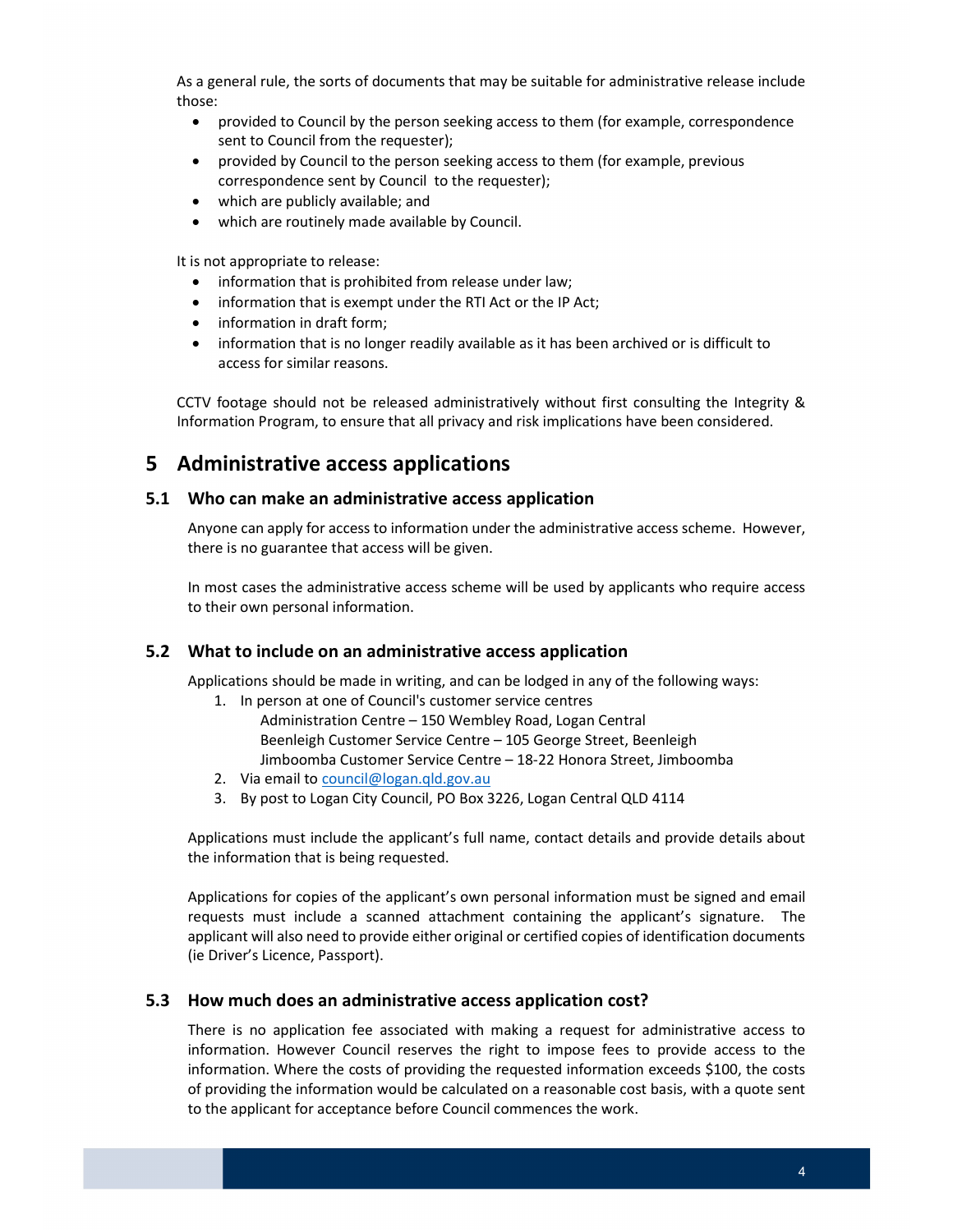As a general rule, the sorts of documents that may be suitable for administrative release include those:

- provided to Council by the person seeking access to them (for example, correspondence sent to Council from the requester);
- provided by Council to the person seeking access to them (for example, previous correspondence sent by Council to the requester);
- which are publicly available; and
- which are routinely made available by Council.

It is not appropriate to release:

- information that is prohibited from release under law;
- information that is exempt under the RTI Act or the IP Act;
- information in draft form;
- information that is no longer readily available as it has been archived or is difficult to access for similar reasons.

CCTV footage should not be released administratively without first consulting the Integrity & Information Program, to ensure that all privacy and risk implications have been considered.

# 5 Administrative access applications

## 5.1 Who can make an administrative access application

Anyone can apply for access to information under the administrative access scheme. However, there is no guarantee that access will be given.

In most cases the administrative access scheme will be used by applicants who require access to their own personal information.

## 5.2 What to include on an administrative access application

Applications should be made in writing, and can be lodged in any of the following ways:

1. In person at one of Council's customer service centres
   Administration Centre – 150 Wembley Road, Logan Central
   Beenleigh Customer Service Centre – 105 George Street, Beenleigh
   Jimboomba Customer Service Centre – 18-22 Honora Street, Jimboomba
2. Via email to council@logan.qld.gov.au
3. By post to Logan City Council, PO Box 3226, Logan Central QLD 4114

Applications must include the applicant's full name, contact details and provide details about the information that is being requested.

Applications for copies of the applicant's own personal information must be signed and email requests must include a scanned attachment containing the applicant's signature. The applicant will also need to provide either original or certified copies of identification documents (ie Driver's Licence, Passport).

## 5.3 How much does an administrative access application cost?

There is no application fee associated with making a request for administrative access to information. However Council reserves the right to impose fees to provide access to the information. Where the costs of providing the requested information exceeds $100, the costs of providing the information would be calculated on a reasonable cost basis, with a quote sent to the applicant for acceptance before Council commences the work.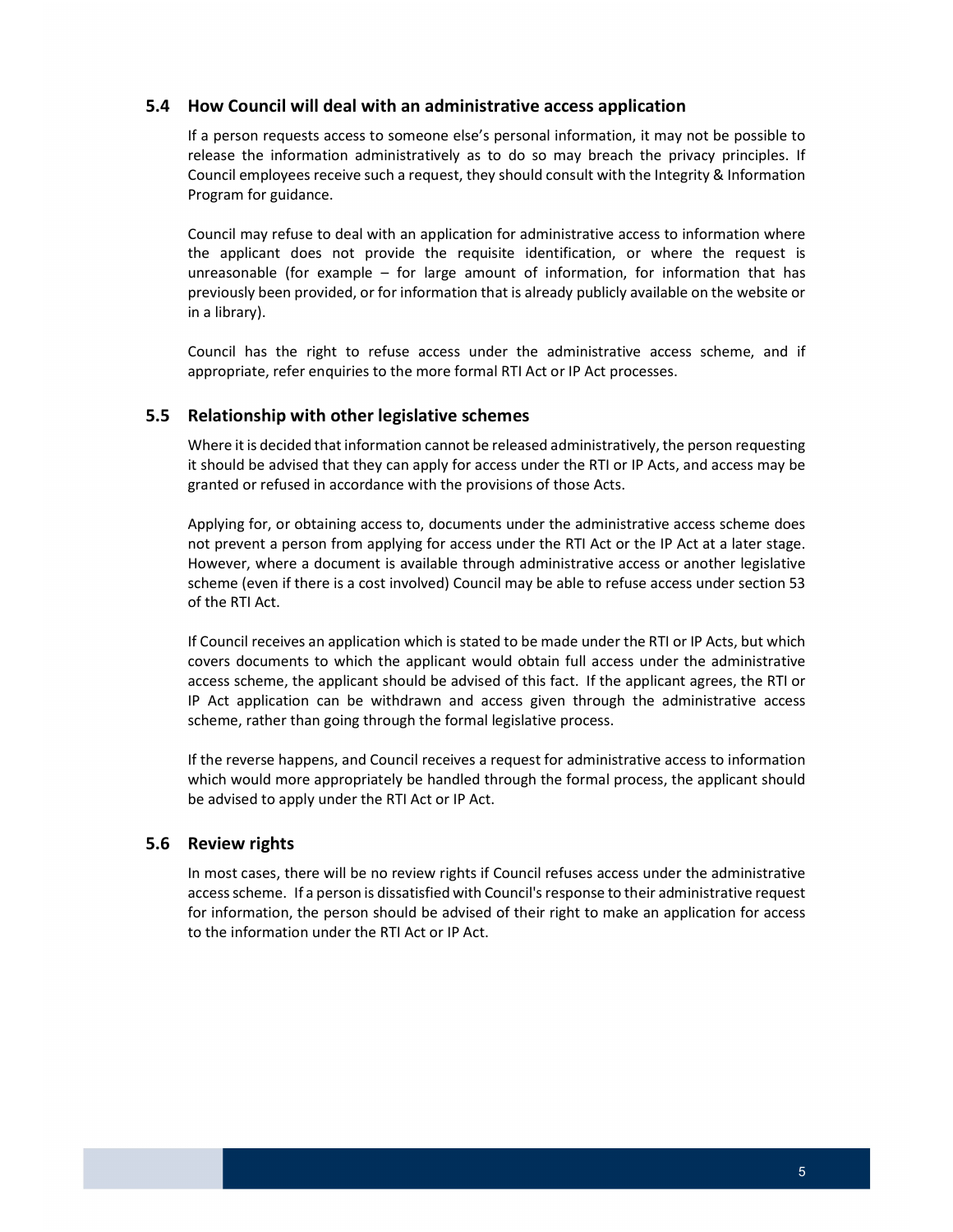### 5.4 How Council will deal with an administrative access application

If a person requests access to someone else's personal information, it may not be possible to release the information administratively as to do so may breach the privacy principles. If Council employees receive such a request, they should consult with the Integrity & Information Program for guidance.

Council may refuse to deal with an application for administrative access to information where the applicant does not provide the requisite identification, or where the request is unreasonable (for example – for large amount of information, for information that has previously been provided, or for information that is already publicly available on the website or in a library).

Council has the right to refuse access under the administrative access scheme, and if appropriate, refer enquiries to the more formal RTI Act or IP Act processes.

### 5.5 Relationship with other legislative schemes

Where it is decided that information cannot be released administratively, the person requesting it should be advised that they can apply for access under the RTI or IP Acts, and access may be granted or refused in accordance with the provisions of those Acts.

Applying for, or obtaining access to, documents under the administrative access scheme does not prevent a person from applying for access under the RTI Act or the IP Act at a later stage. However, where a document is available through administrative access or another legislative scheme (even if there is a cost involved) Council may be able to refuse access under section 53 of the RTI Act.

If Council receives an application which is stated to be made under the RTI or IP Acts, but which covers documents to which the applicant would obtain full access under the administrative access scheme, the applicant should be advised of this fact. If the applicant agrees, the RTI or IP Act application can be withdrawn and access given through the administrative access scheme, rather than going through the formal legislative process.

If the reverse happens, and Council receives a request for administrative access to information which would more appropriately be handled through the formal process, the applicant should be advised to apply under the RTI Act or IP Act.

### 5.6 Review rights

In most cases, there will be no review rights if Council refuses access under the administrative access scheme. If a person is dissatisfied with Council's response to their administrative request for information, the person should be advised of their right to make an application for access to the information under the RTI Act or IP Act.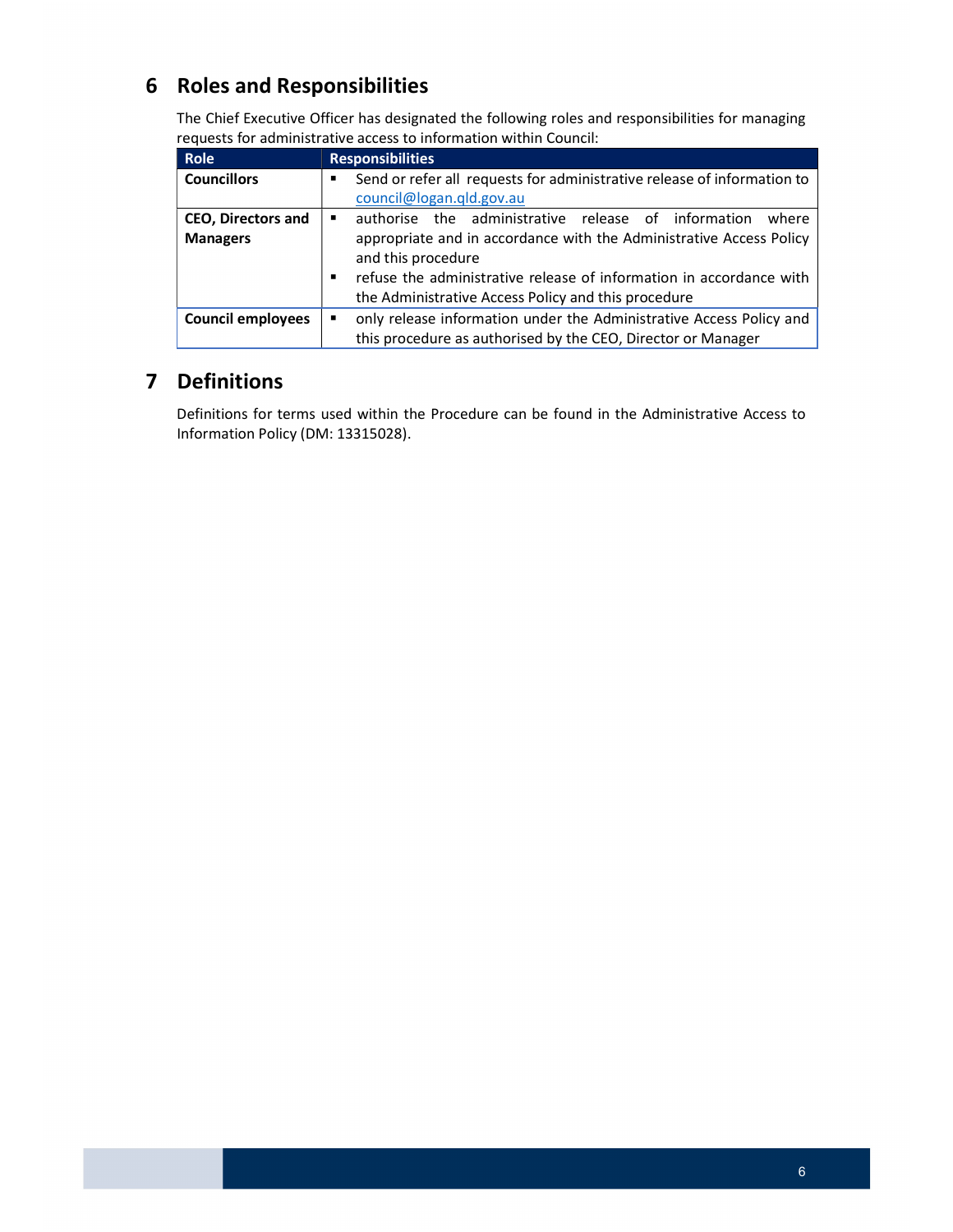## 6 Roles and Responsibilities

The Chief Executive Officer has designated the following roles and responsibilities for managing requests for administrative access to information within Council:

| Role | Responsibilities |
|---|---|
| **Councillors** | ▪ Send or refer all requests for administrative release of information to council@logan.qld.gov.au |
| **CEO, Directors and Managers** | ▪ authorise the administrative release of information where appropriate and in accordance with the Administrative Access Policy and this procedure<br>▪ refuse the administrative release of information in accordance with the Administrative Access Policy and this procedure |
| **Council employees** | ▪ only release information under the Administrative Access Policy and this procedure as authorised by the CEO, Director or Manager |

## 7 Definitions

Definitions for terms used within the Procedure can be found in the Administrative Access to Information Policy (DM: 13315028).